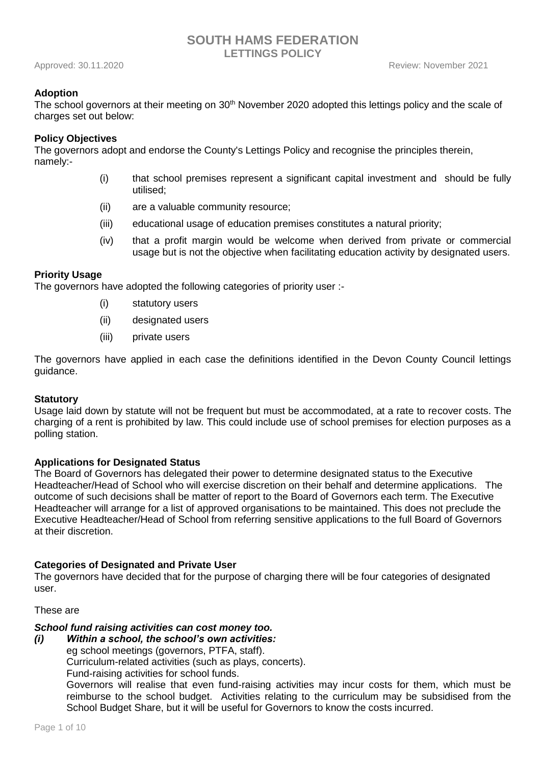# SOUTH HAMS FEDERATION
## LETTINGS POLICY

Approved: 30.11.2020 Review: November 2021

**Adoption**

The school governors at their meeting on 30th November 2020 adopted this lettings policy and the scale of charges set out below:

**Policy Objectives**

The governors adopt and endorse the County's Lettings Policy and recognise the principles therein, namely:-

(i) that school premises represent a significant capital investment and should be fully utilised;

(ii) are a valuable community resource;

(iii) educational usage of education premises constitutes a natural priority;

(iv) that a profit margin would be welcome when derived from private or commercial usage but is not the objective when facilitating education activity by designated users.

**Priority Usage**

The governors have adopted the following categories of priority user :-

(i) statutory users

(ii) designated users

(iii) private users

The governors have applied in each case the definitions identified in the Devon County Council lettings guidance.

**Statutory**

Usage laid down by statute will not be frequent but must be accommodated, at a rate to recover costs. The charging of a rent is prohibited by law. This could include use of school premises for election purposes as a polling station.

**Applications for Designated Status**

The Board of Governors has delegated their power to determine designated status to the Executive Headteacher/Head of School who will exercise discretion on their behalf and determine applications. The outcome of such decisions shall be matter of report to the Board of Governors each term. The Executive Headteacher will arrange for a list of approved organisations to be maintained. This does not preclude the Executive Headteacher/Head of School from referring sensitive applications to the full Board of Governors at their discretion.

**Categories of Designated and Private User**

The governors have decided that for the purpose of charging there will be four categories of designated user.

These are

***School fund raising activities can cost money too.***

***(i) Within a school, the school's own activities:***

eg school meetings (governors, PTFA, staff).

Curriculum-related activities (such as plays, concerts).

Fund-raising activities for school funds.

Governors will realise that even fund-raising activities may incur costs for them, which must be reimburse to the school budget. Activities relating to the curriculum may be subsidised from the School Budget Share, but it will be useful for Governors to know the costs incurred.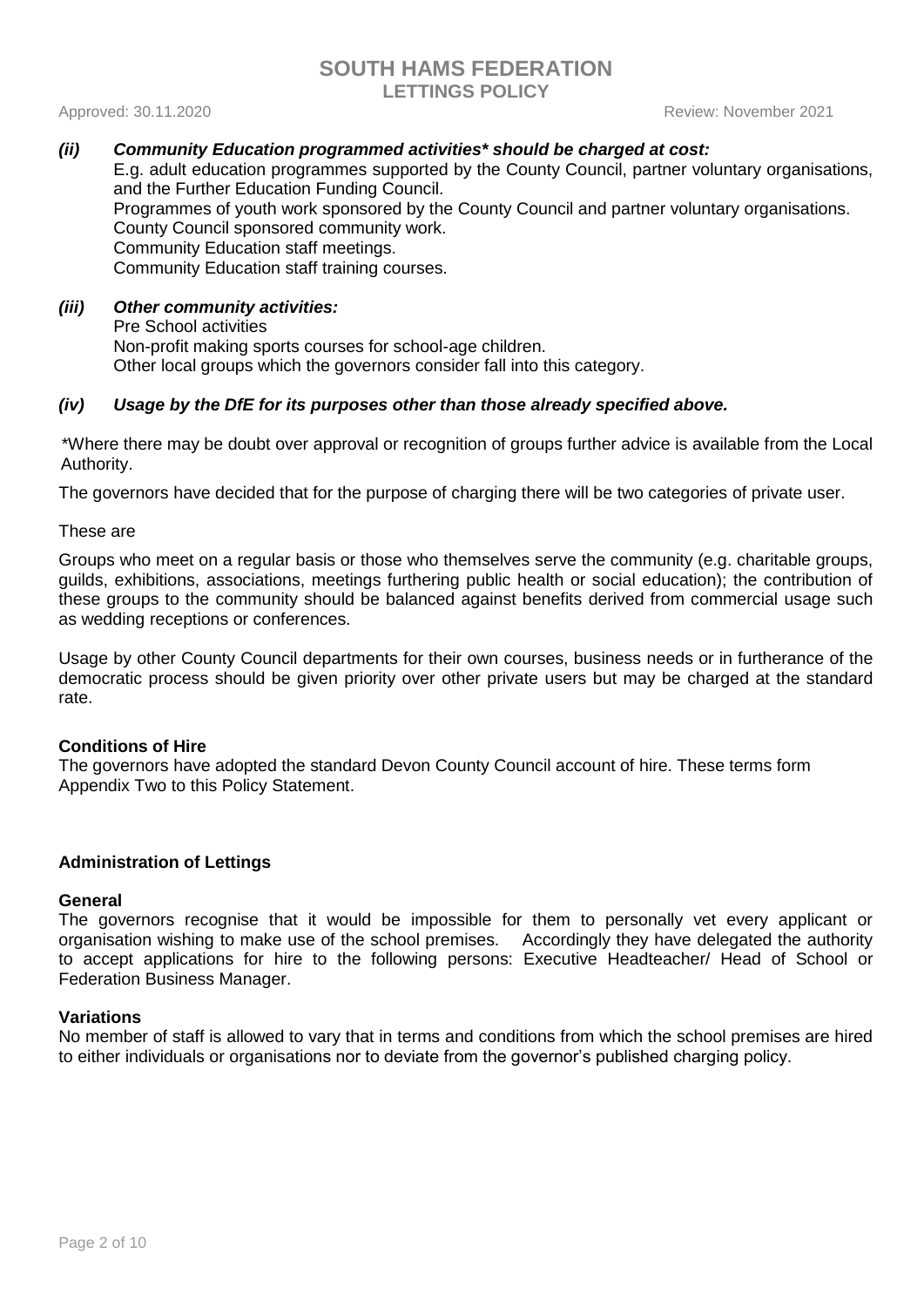***(ii) Community Education programmed activities\* should be charged at cost:***

E.g. adult education programmes supported by the County Council, partner voluntary organisations, and the Further Education Funding Council.
Programmes of youth work sponsored by the County Council and partner voluntary organisations.
County Council sponsored community work.
Community Education staff meetings.
Community Education staff training courses.

***(iii) Other community activities:***

Pre School activities
Non-profit making sports courses for school-age children.
Other local groups which the governors consider fall into this category.

***(iv) Usage by the DfE for its purposes other than those already specified above.***

*Where there may be doubt over approval or recognition of groups further advice is available from the Local Authority.

The governors have decided that for the purpose of charging there will be two categories of private user.

These are

Groups who meet on a regular basis or those who themselves serve the community (e.g. charitable groups, guilds, exhibitions, associations, meetings furthering public health or social education); the contribution of these groups to the community should be balanced against benefits derived from commercial usage such as wedding receptions or conferences.

Usage by other County Council departments for their own courses, business needs or in furtherance of the democratic process should be given priority over other private users but may be charged at the standard rate.

**Conditions of Hire**

The governors have adopted the standard Devon County Council account of hire. These terms form Appendix Two to this Policy Statement.

**Administration of Lettings**

**General**

The governors recognise that it would be impossible for them to personally vet every applicant or organisation wishing to make use of the school premises. Accordingly they have delegated the authority to accept applications for hire to the following persons: Executive Headteacher/ Head of School or Federation Business Manager.

**Variations**

No member of staff is allowed to vary that in terms and conditions from which the school premises are hired to either individuals or organisations nor to deviate from the governor's published charging policy.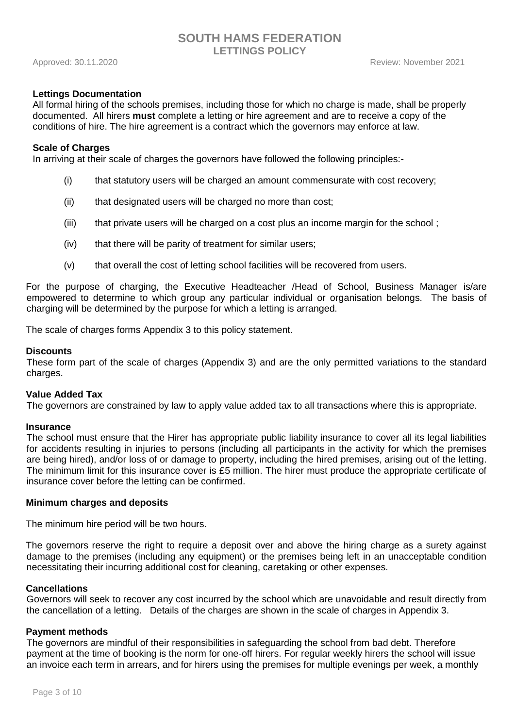**Lettings Documentation**

All formal hiring of the schools premises, including those for which no charge is made, shall be properly documented. All hirers **must** complete a letting or hire agreement and are to receive a copy of the conditions of hire. The hire agreement is a contract which the governors may enforce at law.

**Scale of Charges**

In arriving at their scale of charges the governors have followed the following principles:-

(i) that statutory users will be charged an amount commensurate with cost recovery;

(ii) that designated users will be charged no more than cost;

(iii) that private users will be charged on a cost plus an income margin for the school ;

(iv) that there will be parity of treatment for similar users;

(v) that overall the cost of letting school facilities will be recovered from users.

For the purpose of charging, the Executive Headteacher /Head of School, Business Manager is/are empowered to determine to which group any particular individual or organisation belongs. The basis of charging will be determined by the purpose for which a letting is arranged.

The scale of charges forms Appendix 3 to this policy statement.

**Discounts**

These form part of the scale of charges (Appendix 3) and are the only permitted variations to the standard charges.

**Value Added Tax**

The governors are constrained by law to apply value added tax to all transactions where this is appropriate.

**Insurance**

The school must ensure that the Hirer has appropriate public liability insurance to cover all its legal liabilities for accidents resulting in injuries to persons (including all participants in the activity for which the premises are being hired), and/or loss of or damage to property, including the hired premises, arising out of the letting. The minimum limit for this insurance cover is £5 million. The hirer must produce the appropriate certificate of insurance cover before the letting can be confirmed.

**Minimum charges and deposits**

The minimum hire period will be two hours.

The governors reserve the right to require a deposit over and above the hiring charge as a surety against damage to the premises (including any equipment) or the premises being left in an unacceptable condition necessitating their incurring additional cost for cleaning, caretaking or other expenses.

**Cancellations**

Governors will seek to recover any cost incurred by the school which are unavoidable and result directly from the cancellation of a letting. Details of the charges are shown in the scale of charges in Appendix 3.

**Payment methods**

The governors are mindful of their responsibilities in safeguarding the school from bad debt. Therefore payment at the time of booking is the norm for one-off hirers. For regular weekly hirers the school will issue an invoice each term in arrears, and for hirers using the premises for multiple evenings per week, a monthly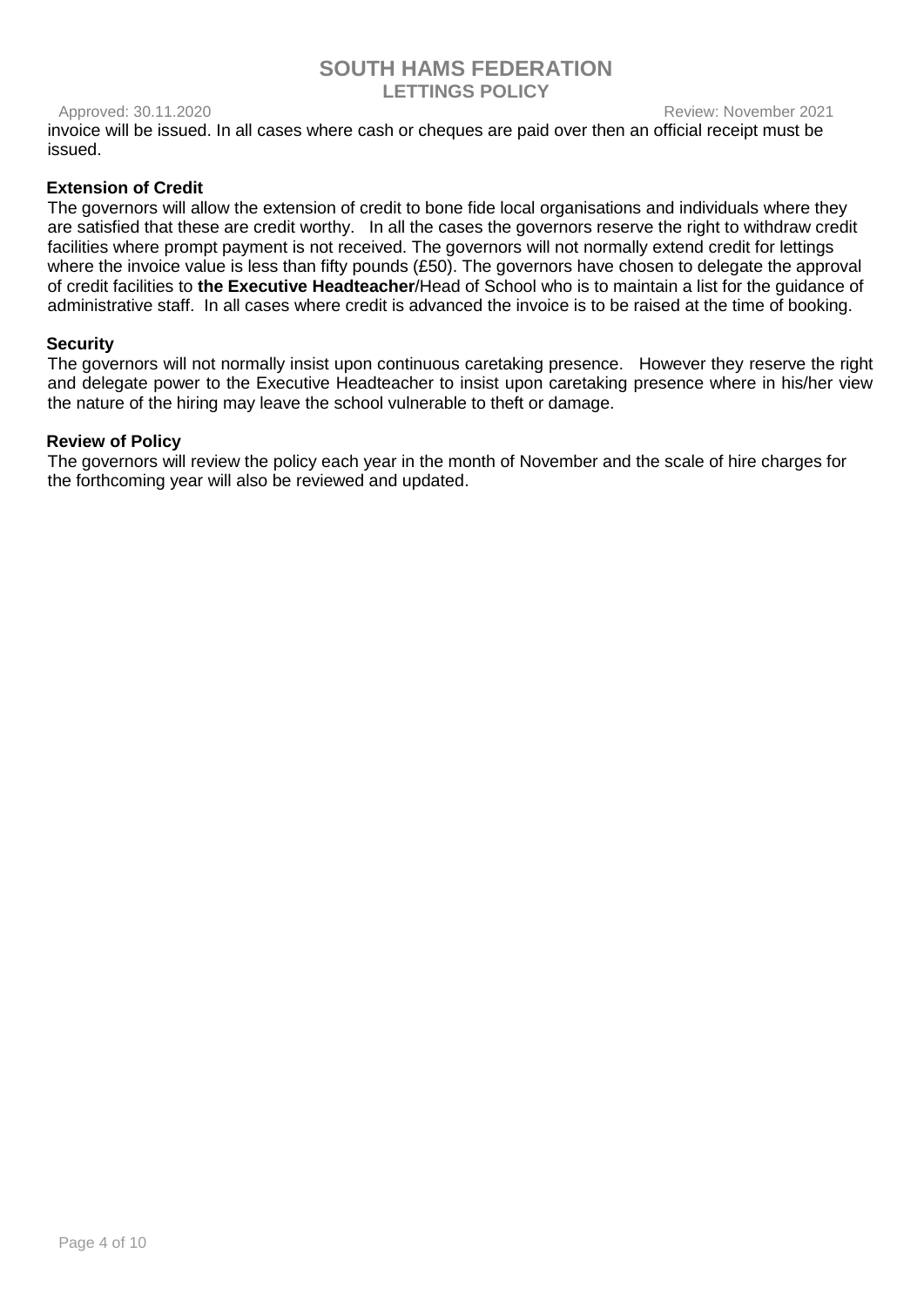invoice will be issued. In all cases where cash or cheques are paid over then an official receipt must be issued.

**Extension of Credit**

The governors will allow the extension of credit to bone fide local organisations and individuals where they are satisfied that these are credit worthy. In all the cases the governors reserve the right to withdraw credit facilities where prompt payment is not received. The governors will not normally extend credit for lettings where the invoice value is less than fifty pounds (£50). The governors have chosen to delegate the approval of credit facilities to **the Executive Headteacher**/Head of School who is to maintain a list for the guidance of administrative staff. In all cases where credit is advanced the invoice is to be raised at the time of booking.

**Security**

The governors will not normally insist upon continuous caretaking presence. However they reserve the right and delegate power to the Executive Headteacher to insist upon caretaking presence where in his/her view the nature of the hiring may leave the school vulnerable to theft or damage.

**Review of Policy**

The governors will review the policy each year in the month of November and the scale of hire charges for the forthcoming year will also be reviewed and updated.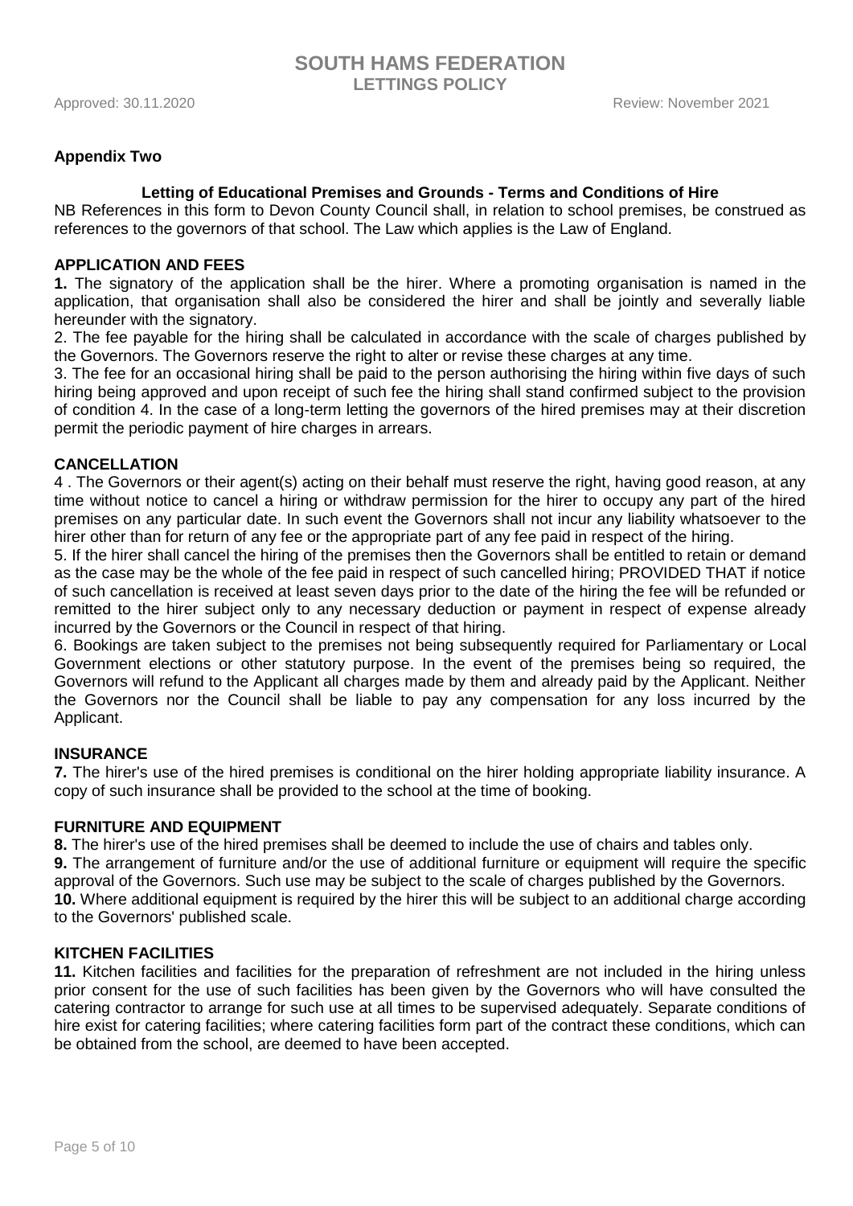## Appendix Two

### Letting of Educational Premises and Grounds - Terms and Conditions of Hire

NB References in this form to Devon County Council shall, in relation to school premises, be construed as references to the governors of that school. The Law which applies is the Law of England.

### APPLICATION AND FEES

**1.** The signatory of the application shall be the hirer. Where a promoting organisation is named in the application, that organisation shall also be considered the hirer and shall be jointly and severally liable hereunder with the signatory.

2. The fee payable for the hiring shall be calculated in accordance with the scale of charges published by the Governors. The Governors reserve the right to alter or revise these charges at any time.

3. The fee for an occasional hiring shall be paid to the person authorising the hiring within five days of such hiring being approved and upon receipt of such fee the hiring shall stand confirmed subject to the provision of condition 4. In the case of a long-term letting the governors of the hired premises may at their discretion permit the periodic payment of hire charges in arrears.

### CANCELLATION

4 . The Governors or their agent(s) acting on their behalf must reserve the right, having good reason, at any time without notice to cancel a hiring or withdraw permission for the hirer to occupy any part of the hired premises on any particular date. In such event the Governors shall not incur any liability whatsoever to the hirer other than for return of any fee or the appropriate part of any fee paid in respect of the hiring.

5. If the hirer shall cancel the hiring of the premises then the Governors shall be entitled to retain or demand as the case may be the whole of the fee paid in respect of such cancelled hiring; PROVIDED THAT if notice of such cancellation is received at least seven days prior to the date of the hiring the fee will be refunded or remitted to the hirer subject only to any necessary deduction or payment in respect of expense already incurred by the Governors or the Council in respect of that hiring.

6. Bookings are taken subject to the premises not being subsequently required for Parliamentary or Local Government elections or other statutory purpose. In the event of the premises being so required, the Governors will refund to the Applicant all charges made by them and already paid by the Applicant. Neither the Governors nor the Council shall be liable to pay any compensation for any loss incurred by the Applicant.

### INSURANCE

**7.** The hirer's use of the hired premises is conditional on the hirer holding appropriate liability insurance. A copy of such insurance shall be provided to the school at the time of booking.

### FURNITURE AND EQUIPMENT

**8.** The hirer's use of the hired premises shall be deemed to include the use of chairs and tables only.

**9.** The arrangement of furniture and/or the use of additional furniture or equipment will require the specific approval of the Governors. Such use may be subject to the scale of charges published by the Governors.

**10.** Where additional equipment is required by the hirer this will be subject to an additional charge according to the Governors' published scale.

### KITCHEN FACILITIES

**11.** Kitchen facilities and facilities for the preparation of refreshment are not included in the hiring unless prior consent for the use of such facilities has been given by the Governors who will have consulted the catering contractor to arrange for such use at all times to be supervised adequately. Separate conditions of hire exist for catering facilities; where catering facilities form part of the contract these conditions, which can be obtained from the school, are deemed to have been accepted.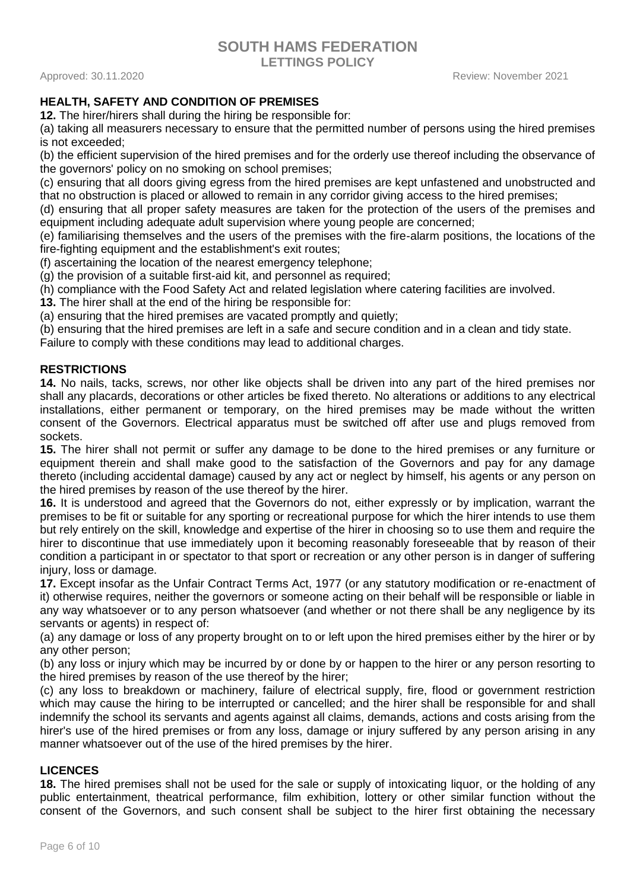## HEALTH, SAFETY AND CONDITION OF PREMISES

**12.** The hirer/hirers shall during the hiring be responsible for:

(a) taking all measurers necessary to ensure that the permitted number of persons using the hired premises is not exceeded;

(b) the efficient supervision of the hired premises and for the orderly use thereof including the observance of the governors' policy on no smoking on school premises;

(c) ensuring that all doors giving egress from the hired premises are kept unfastened and unobstructed and that no obstruction is placed or allowed to remain in any corridor giving access to the hired premises;

(d) ensuring that all proper safety measures are taken for the protection of the users of the premises and equipment including adequate adult supervision where young people are concerned;

(e) familiarising themselves and the users of the premises with the fire-alarm positions, the locations of the fire-fighting equipment and the establishment's exit routes;

(f) ascertaining the location of the nearest emergency telephone;

(g) the provision of a suitable first-aid kit, and personnel as required;

(h) compliance with the Food Safety Act and related legislation where catering facilities are involved.

**13.** The hirer shall at the end of the hiring be responsible for:

(a) ensuring that the hired premises are vacated promptly and quietly;

(b) ensuring that the hired premises are left in a safe and secure condition and in a clean and tidy state.

Failure to comply with these conditions may lead to additional charges.

## RESTRICTIONS

**14.** No nails, tacks, screws, nor other like objects shall be driven into any part of the hired premises nor shall any placards, decorations or other articles be fixed thereto. No alterations or additions to any electrical installations, either permanent or temporary, on the hired premises may be made without the written consent of the Governors. Electrical apparatus must be switched off after use and plugs removed from sockets.

**15.** The hirer shall not permit or suffer any damage to be done to the hired premises or any furniture or equipment therein and shall make good to the satisfaction of the Governors and pay for any damage thereto (including accidental damage) caused by any act or neglect by himself, his agents or any person on the hired premises by reason of the use thereof by the hirer.

**16.** It is understood and agreed that the Governors do not, either expressly or by implication, warrant the premises to be fit or suitable for any sporting or recreational purpose for which the hirer intends to use them but rely entirely on the skill, knowledge and expertise of the hirer in choosing so to use them and require the hirer to discontinue that use immediately upon it becoming reasonably foreseeable that by reason of their condition a participant in or spectator to that sport or recreation or any other person is in danger of suffering injury, loss or damage.

**17.** Except insofar as the Unfair Contract Terms Act, 1977 (or any statutory modification or re-enactment of it) otherwise requires, neither the governors or someone acting on their behalf will be responsible or liable in any way whatsoever or to any person whatsoever (and whether or not there shall be any negligence by its servants or agents) in respect of:

(a) any damage or loss of any property brought on to or left upon the hired premises either by the hirer or by any other person;

(b) any loss or injury which may be incurred by or done by or happen to the hirer or any person resorting to the hired premises by reason of the use thereof by the hirer;

(c) any loss to breakdown or machinery, failure of electrical supply, fire, flood or government restriction which may cause the hiring to be interrupted or cancelled; and the hirer shall be responsible for and shall indemnify the school its servants and agents against all claims, demands, actions and costs arising from the hirer's use of the hired premises or from any loss, damage or injury suffered by any person arising in any manner whatsoever out of the use of the hired premises by the hirer.

## LICENCES

**18.** The hired premises shall not be used for the sale or supply of intoxicating liquor, or the holding of any public entertainment, theatrical performance, film exhibition, lottery or other similar function without the consent of the Governors, and such consent shall be subject to the hirer first obtaining the necessary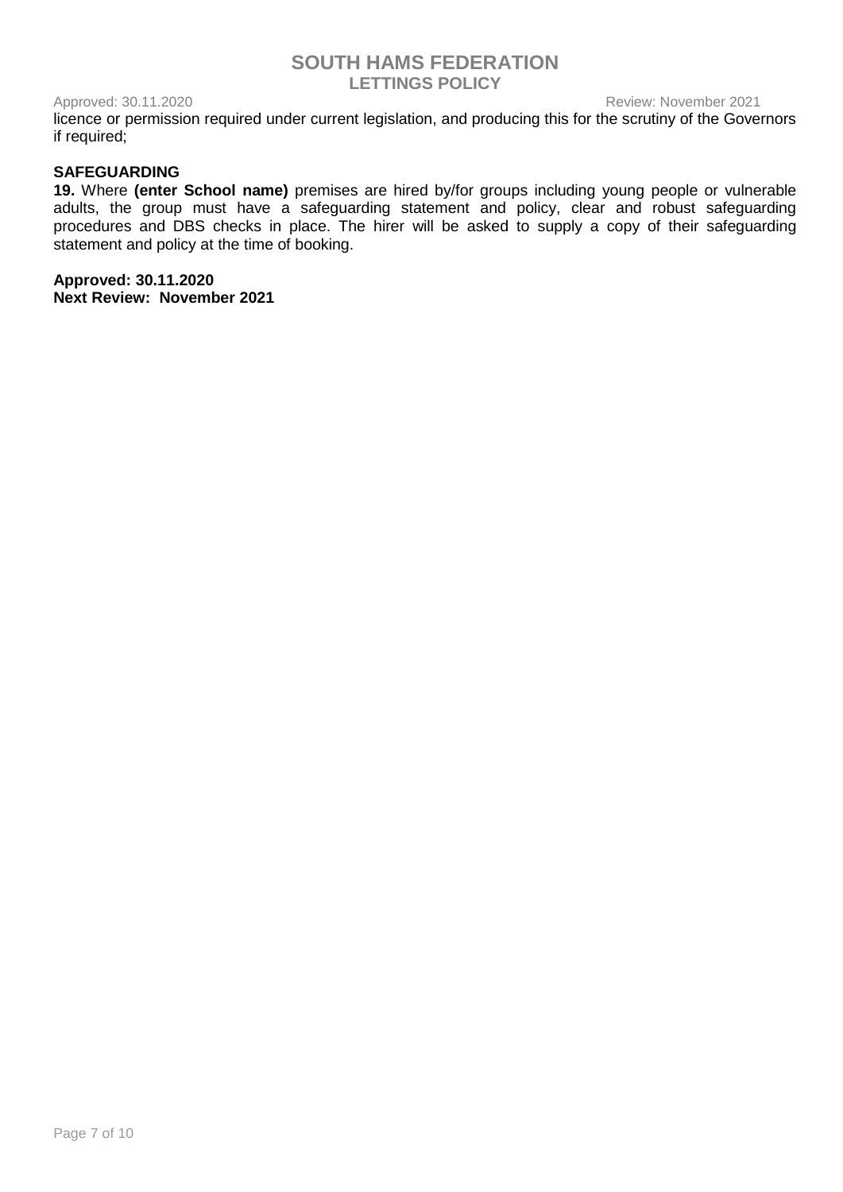licence or permission required under current legislation, and producing this for the scrutiny of the Governors if required;

**SAFEGUARDING**

**19.** Where **(enter School name)** premises are hired by/for groups including young people or vulnerable adults, the group must have a safeguarding statement and policy, clear and robust safeguarding procedures and DBS checks in place. The hirer will be asked to supply a copy of their safeguarding statement and policy at the time of booking.

**Approved: 30.11.2020**
**Next Review: November 2021**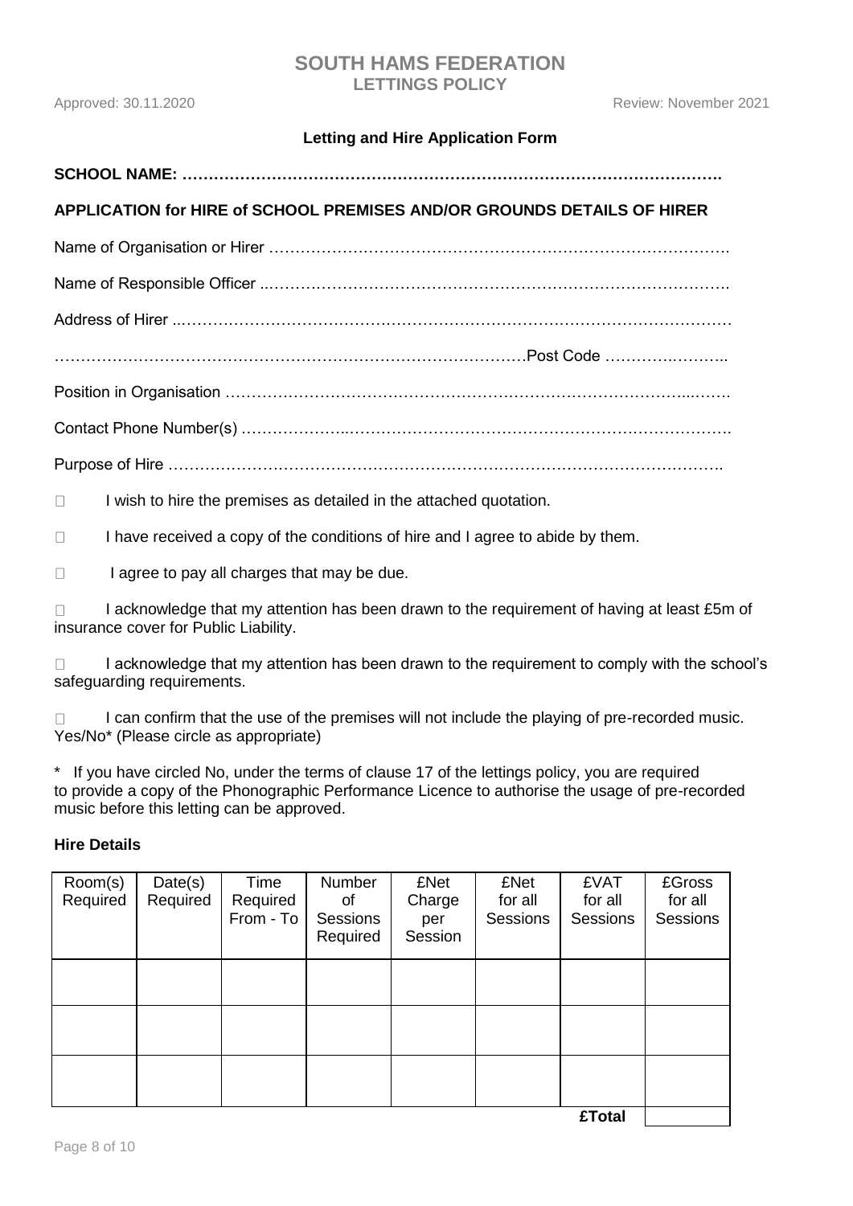# SOUTH HAMS FEDERATION

## LETTINGS POLICY

Approved: 30.11.2020 Review: November 2021

### Letting and Hire Application Form

**SCHOOL NAME: ………………………………………………………………………………………….**

**APPLICATION for HIRE of SCHOOL PREMISES AND/OR GROUNDS DETAILS OF HIRER**

Name of Organisation or Hirer ……………………………………………………………………………….

Name of Responsible Officer ..……………………………………………………………………………….

Address of Hirer ..………………………………………………………………………………………………

………………………………………………………………………………Post Code ………….………..

Position in Organisation ……………………………………………………………………………...…….

Contact Phone Number(s) ………………..…………………………………………………………………….

Purpose of Hire ….……………….………………………………………………………………………….

☐ I wish to hire the premises as detailed in the attached quotation.

☐ I have received a copy of the conditions of hire and I agree to abide by them.

☐ I agree to pay all charges that may be due.

☐ I acknowledge that my attention has been drawn to the requirement of having at least £5m of insurance cover for Public Liability.

☐ I acknowledge that my attention has been drawn to the requirement to comply with the school's safeguarding requirements.

☐ I can confirm that the use of the premises will not include the playing of pre-recorded music. Yes/No* (Please circle as appropriate)

* If you have circled No, under the terms of clause 17 of the lettings policy, you are required to provide a copy of the Phonographic Performance Licence to authorise the usage of pre-recorded music before this letting can be approved.

**Hire Details**

| Room(s) Required | Date(s) Required | Time Required From - To | Number of Sessions Required | £Net Charge per Session | £Net for all Sessions | £VAT for all Sessions | £Gross for all Sessions |
|---|---|---|---|---|---|---|---|
| | | | | | | | |
| | | | | | | | |
| | | | | | | | |
| | | | | | | **£Total** | |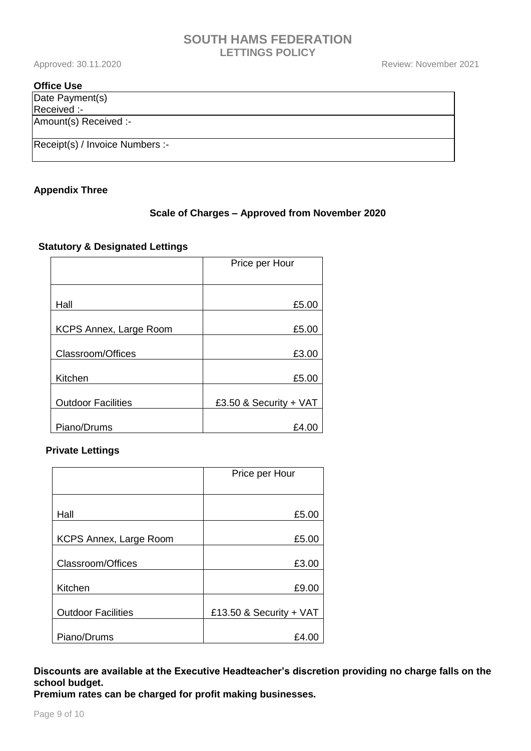**Office Use**

| Date Payment(s) Received :- |
|---|
| Amount(s) Received :- |
| Receipt(s) / Invoice Numbers :- |

**Appendix Three**

**Scale of Charges – Approved from November 2020**

**Statutory & Designated Lettings**

| | Price per Hour |
|---|---|
| Hall | £5.00 |
| KCPS Annex, Large Room | £5.00 |
| Classroom/Offices | £3.00 |
| Kitchen | £5.00 |
| Outdoor Facilities | £3.50 & Security + VAT |
| Piano/Drums | £4.00 |

**Private Lettings**

| | Price per Hour |
|---|---|
| Hall | £5.00 |
| KCPS Annex, Large Room | £5.00 |
| Classroom/Offices | £3.00 |
| Kitchen | £9.00 |
| Outdoor Facilities | £13.50 & Security + VAT |
| Piano/Drums | £4.00 |

**Discounts are available at the Executive Headteacher's discretion providing no charge falls on the school budget.**
**Premium rates can be charged for profit making businesses.**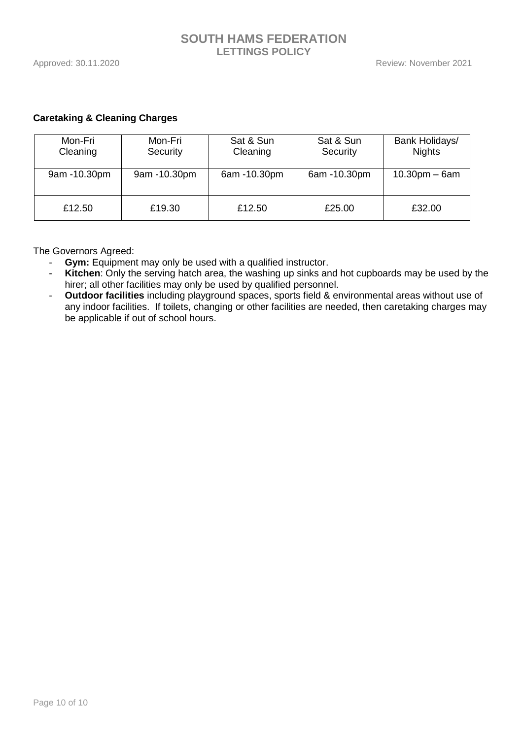**Caretaking & Cleaning Charges**

| Mon-Fri Cleaning | Mon-Fri Security | Sat & Sun Cleaning | Sat & Sun Security | Bank Holidays/ Nights |
|---|---|---|---|---|
| 9am -10.30pm | 9am -10.30pm | 6am -10.30pm | 6am -10.30pm | 10.30pm – 6am |
| £12.50 | £19.30 | £12.50 | £25.00 | £32.00 |

The Governors Agreed:

- **Gym:** Equipment may only be used with a qualified instructor.
- **Kitchen**: Only the serving hatch area, the washing up sinks and hot cupboards may be used by the hirer; all other facilities may only be used by qualified personnel.
- **Outdoor facilities** including playground spaces, sports field & environmental areas without use of any indoor facilities. If toilets, changing or other facilities are needed, then caretaking charges may be applicable if out of school hours.